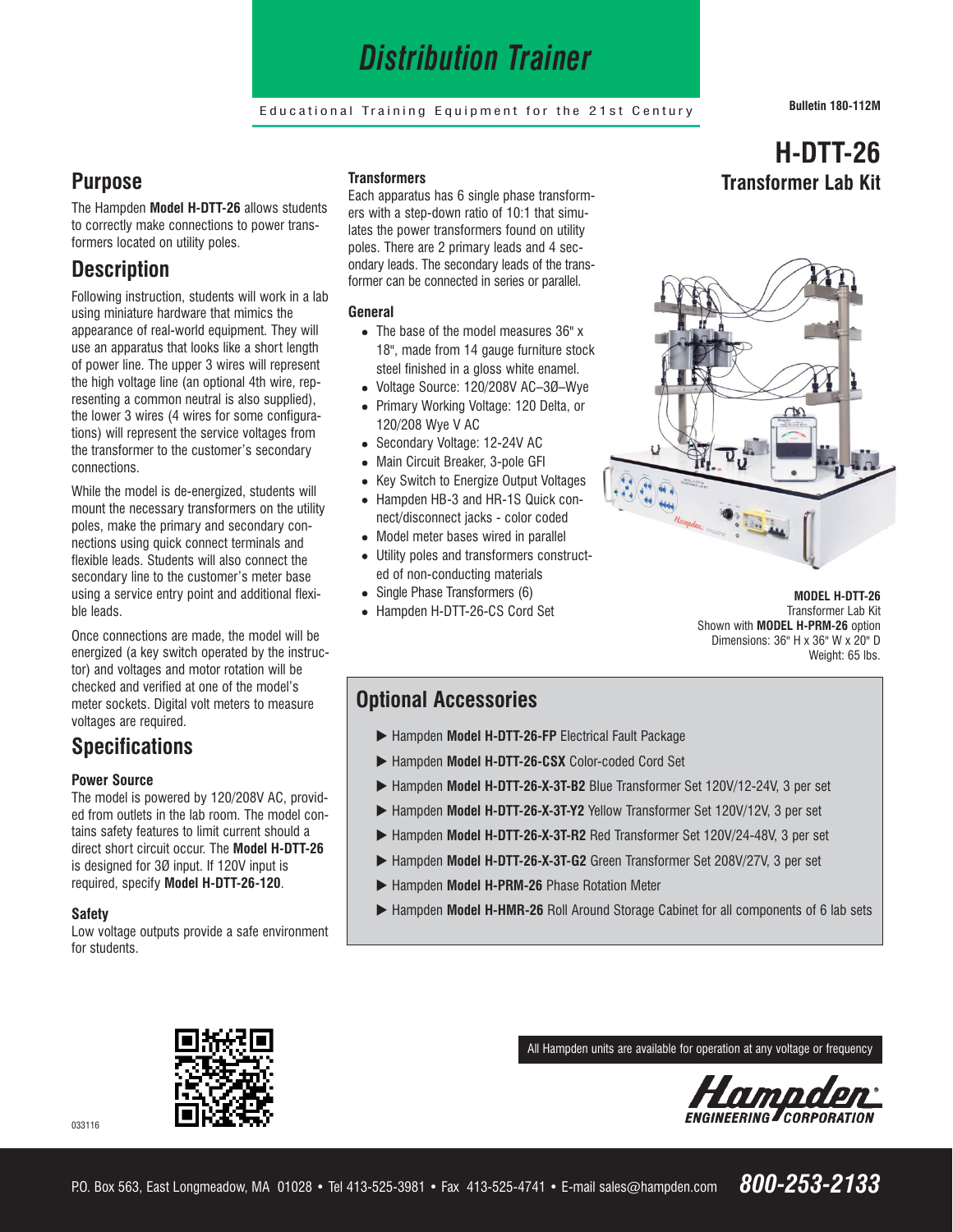# Distribution Trainer

Educational Training Equipment for the 21st Century

Bulletin 180-112M

# H-DTT-26
## Transformer Lab Kit

## Purpose

The Hampden **Model H-DTT-26** allows students to correctly make connections to power transformers located on utility poles.

## Description

Following instruction, students will work in a lab using miniature hardware that mimics the appearance of real-world equipment. They will use an apparatus that looks like a short length of power line. The upper 3 wires will represent the high voltage line (an optional 4th wire, representing a common neutral is also supplied), the lower 3 wires (4 wires for some configurations) will represent the service voltages from the transformer to the customer's secondary connections.

While the model is de-energized, students will mount the necessary transformers on the utility poles, make the primary and secondary connections using quick connect terminals and flexible leads. Students will also connect the secondary line to the customer's meter base using a service entry point and additional flexible leads.

Once connections are made, the model will be energized (a key switch operated by the instructor) and voltages and motor rotation will be checked and verified at one of the model's meter sockets. Digital volt meters to measure voltages are required.

## Specifications

### Power Source

The model is powered by 120/208V AC, provided from outlets in the lab room. The model contains safety features to limit current should a direct short circuit occur. The **Model H-DTT-26** is designed for 3Ø input. If 120V input is required, specify **Model H-DTT-26-120**.

### Safety

Low voltage outputs provide a safe environment for students.

### Transformers

Each apparatus has 6 single phase transformers with a step-down ratio of 10:1 that simulates the power transformers found on utility poles. There are 2 primary leads and 4 secondary leads. The secondary leads of the transformer can be connected in series or parallel.

### General

- The base of the model measures 36" x 18", made from 14 gauge furniture stock steel finished in a gloss white enamel.
- Voltage Source: 120/208V AC–3Ø–Wye
- Primary Working Voltage: 120 Delta, or 120/208 Wye V AC
- Secondary Voltage: 12-24V AC
- Main Circuit Breaker, 3-pole GFI
- Key Switch to Energize Output Voltages
- Hampden HB-3 and HR-1S Quick connect/disconnect jacks - color coded
- Model meter bases wired in parallel
- Utility poles and transformers constructed of non-conducting materials
- Single Phase Transformers (6)
- Hampden H-DTT-26-CS Cord Set

**MODEL H-DTT-26**
Transformer Lab Kit
Shown with **MODEL H-PRM-26** option
Dimensions: 36" H x 36" W x 20" D
Weight: 65 lbs.

## Optional Accessories

- ▶ Hampden **Model H-DTT-26-FP** Electrical Fault Package
- ▶ Hampden **Model H-DTT-26-CSX** Color-coded Cord Set
- ▶ Hampden **Model H-DTT-26-X-3T-B2** Blue Transformer Set 120V/12-24V, 3 per set
- ▶ Hampden **Model H-DTT-26-X-3T-Y2** Yellow Transformer Set 120V/12V, 3 per set
- ▶ Hampden **Model H-DTT-26-X-3T-R2** Red Transformer Set 120V/24-48V, 3 per set
- ▶ Hampden **Model H-DTT-26-X-3T-G2** Green Transformer Set 208V/27V, 3 per set
- ▶ Hampden **Model H-PRM-26** Phase Rotation Meter
- ▶ Hampden **Model H-HMR-26** Roll Around Storage Cabinet for all components of 6 lab sets

All Hampden units are available for operation at any voltage or frequency

Hampden ENGINEERING CORPORATION

033116

P.O. Box 563, East Longmeadow, MA 01028 • Tel 413-525-3981 • Fax 413-525-4741 • E-mail sales@hampden.com **800-253-2133**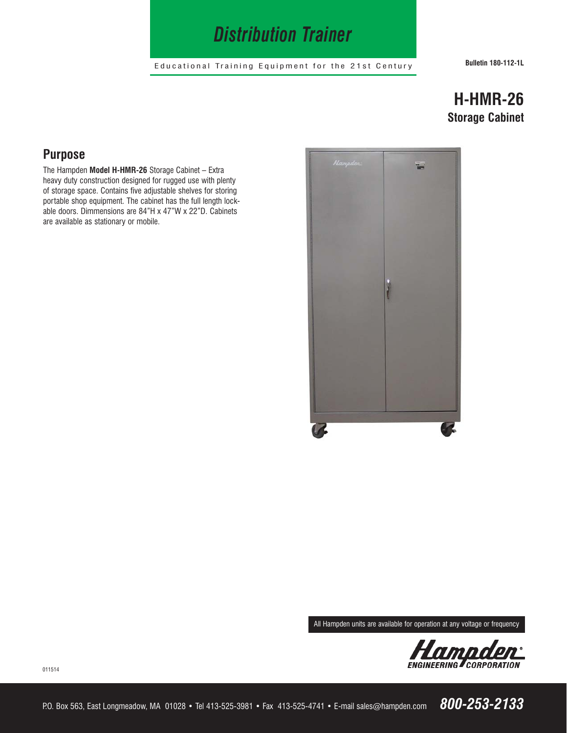# Distribution Trainer

Educational Training Equipment for the 21st Century

Bulletin 180-112-1L

## H-HMR-26
### Storage Cabinet

## Purpose

The Hampden **Model H-HMR-26** Storage Cabinet – Extra heavy duty construction designed for rugged use with plenty of storage space. Contains five adjustable shelves for storing portable shop equipment. The cabinet has the full length lockable doors. Dimmensions are 84"H x 47"W x 22"D. Cabinets are available as stationary or mobile.

All Hampden units are available for operation at any voltage or frequency

Hampden ENGINEERING CORPORATION

011514

P.O. Box 563, East Longmeadow, MA 01028 • Tel 413-525-3981 • Fax 413-525-4741 • E-mail sales@hampden.com **800-253-2133**